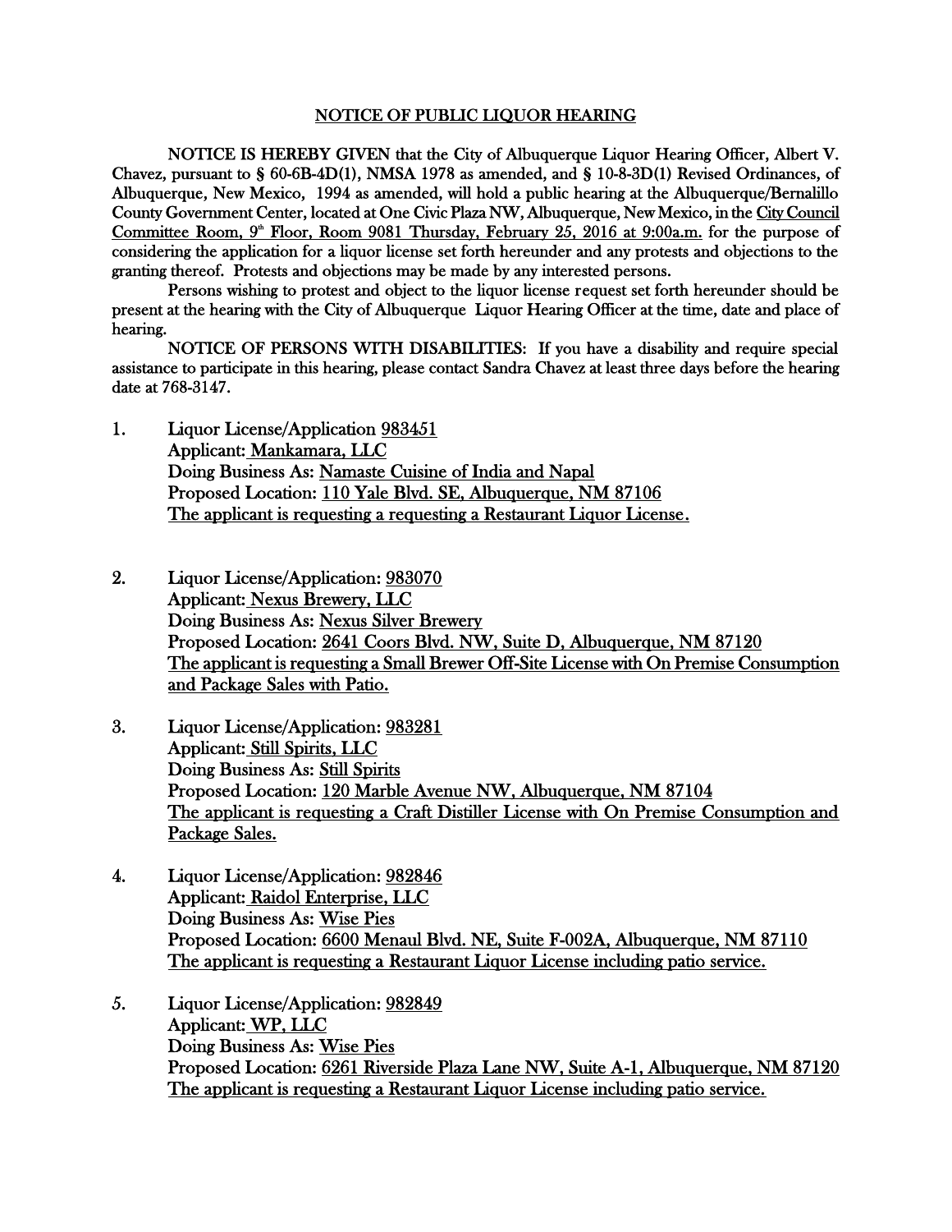# NOTICE OF PUBLIC LIQUOR HEARING

NOTICE IS HEREBY GIVEN that the City of Albuquerque Liquor Hearing Officer, Albert V. Chavez, pursuant to § 60-6B-4D(1), NMSA 1978 as amended, and § 10-8-3D(1) Revised Ordinances, of Albuquerque, New Mexico, 1994 as amended, will hold a public hearing at the Albuquerque/Bernalillo County Government Center, located at One Civic Plaza NW, Albuquerque, New Mexico, in the City Council Committee Room, 9th Floor, Room 9081 Thursday, February 25, 2016 at 9:00a.m. for the purpose of considering the application for a liquor license set forth hereunder and any protests and objections to the granting thereof. Protests and objections may be made by any interested persons.

Persons wishing to protest and object to the liquor license request set forth hereunder should be present at the hearing with the City of Albuquerque Liquor Hearing Officer at the time, date and place of hearing.

NOTICE OF PERSONS WITH DISABILITIES: If you have a disability and require special assistance to participate in this hearing, please contact Sandra Chavez at least three days before the hearing date at 768-3147.

1. Liquor License/Application 983451
   Applicant: Mankamara, LLC
   Doing Business As: Namaste Cuisine of India and Napal
   Proposed Location: 110 Yale Blvd. SE, Albuquerque, NM 87106
   The applicant is requesting a requesting a Restaurant Liquor License.

2. Liquor License/Application: 983070
   Applicant: Nexus Brewery, LLC
   Doing Business As: Nexus Silver Brewery
   Proposed Location: 2641 Coors Blvd. NW, Suite D, Albuquerque, NM 87120
   The applicant is requesting a Small Brewer Off-Site License with On Premise Consumption and Package Sales with Patio.

3. Liquor License/Application: 983281
   Applicant: Still Spirits, LLC
   Doing Business As: Still Spirits
   Proposed Location: 120 Marble Avenue NW, Albuquerque, NM 87104
   The applicant is requesting a Craft Distiller License with On Premise Consumption and Package Sales.

4. Liquor License/Application: 982846
   Applicant: Raidol Enterprise, LLC
   Doing Business As: Wise Pies
   Proposed Location: 6600 Menaul Blvd. NE, Suite F-002A, Albuquerque, NM 87110
   The applicant is requesting a Restaurant Liquor License including patio service.

5. Liquor License/Application: 982849
   Applicant: WP, LLC
   Doing Business As: Wise Pies
   Proposed Location: 6261 Riverside Plaza Lane NW, Suite A-1, Albuquerque, NM 87120
   The applicant is requesting a Restaurant Liquor License including patio service.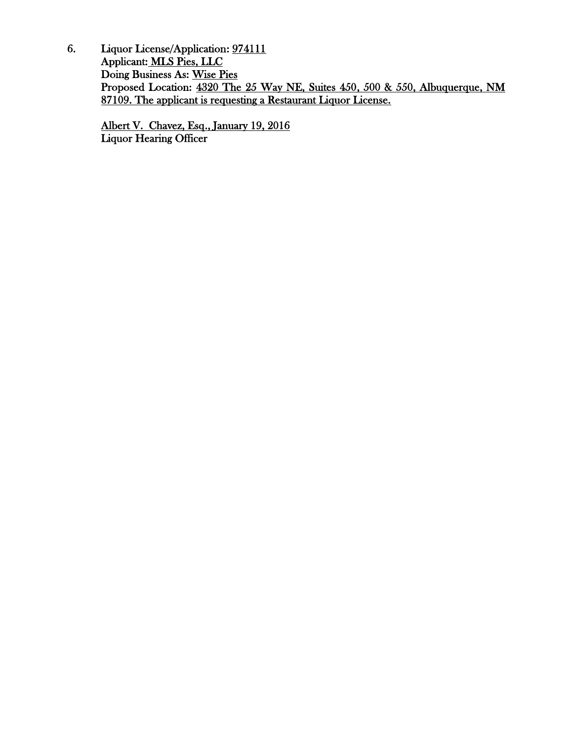6. Liquor License/Application: 974111
   Applicant: MLS Pies, LLC
   Doing Business As: Wise Pies
   Proposed Location: 4320 The 25 Way NE, Suites 450, 500 & 550, Albuquerque, NM 87109. The applicant is requesting a Restaurant Liquor License.

   Albert V. Chavez, Esq., January 19, 2016
   Liquor Hearing Officer